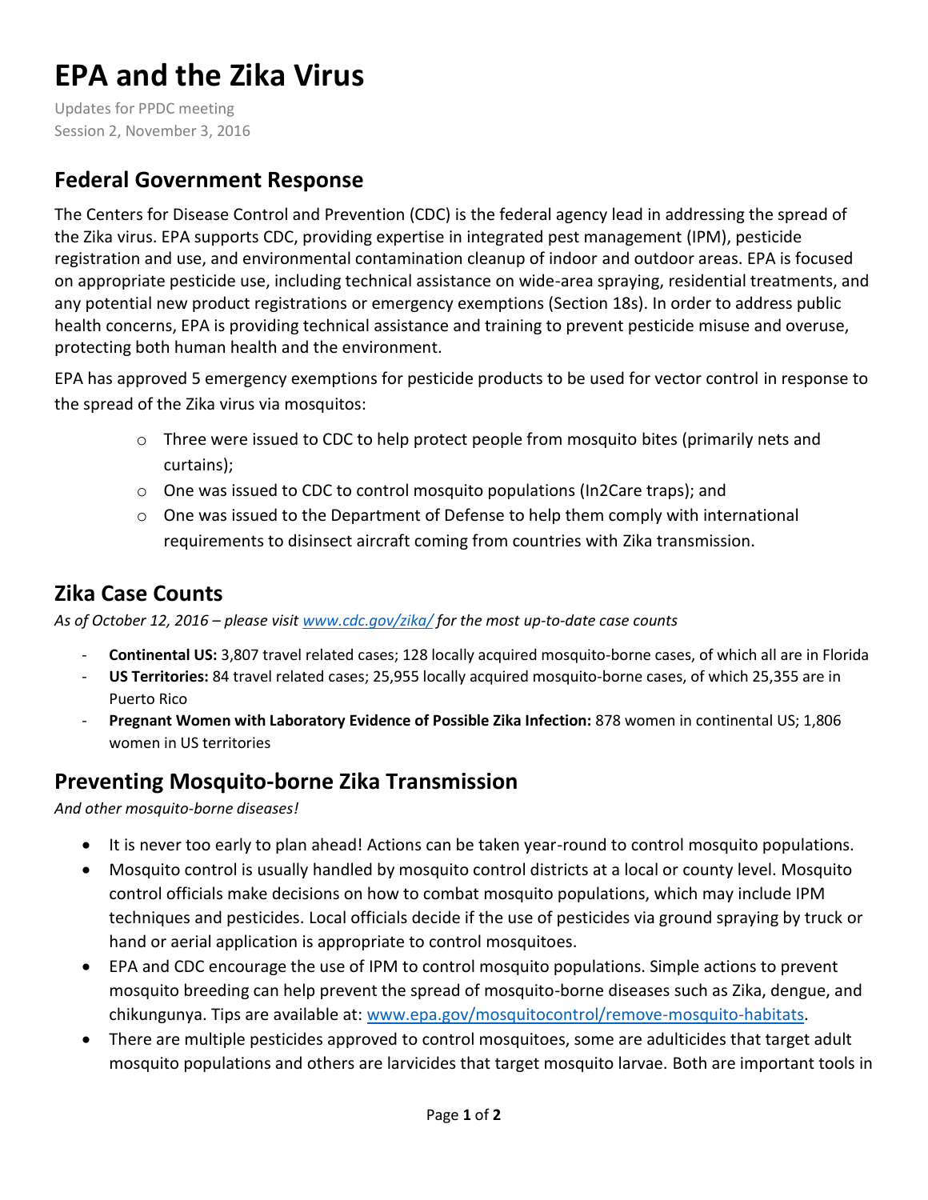# EPA and the Zika Virus

Updates for PPDC meeting
Session 2, November 3, 2016

## Federal Government Response

The Centers for Disease Control and Prevention (CDC) is the federal agency lead in addressing the spread of the Zika virus. EPA supports CDC, providing expertise in integrated pest management (IPM), pesticide registration and use, and environmental contamination cleanup of indoor and outdoor areas. EPA is focused on appropriate pesticide use, including technical assistance on wide-area spraying, residential treatments, and any potential new product registrations or emergency exemptions (Section 18s). In order to address public health concerns, EPA is providing technical assistance and training to prevent pesticide misuse and overuse, protecting both human health and the environment.

EPA has approved 5 emergency exemptions for pesticide products to be used for vector control in response to the spread of the Zika virus via mosquitos:

- Three were issued to CDC to help protect people from mosquito bites (primarily nets and curtains);
- One was issued to CDC to control mosquito populations (In2Care traps); and
- One was issued to the Department of Defense to help them comply with international requirements to disinsect aircraft coming from countries with Zika transmission.

## Zika Case Counts

*As of October 12, 2016 – please visit [www.cdc.gov/zika/](www.cdc.gov/zika/) for the most up-to-date case counts*

- **Continental US:** 3,807 travel related cases; 128 locally acquired mosquito-borne cases, of which all are in Florida
- **US Territories:** 84 travel related cases; 25,955 locally acquired mosquito-borne cases, of which 25,355 are in Puerto Rico
- **Pregnant Women with Laboratory Evidence of Possible Zika Infection:** 878 women in continental US; 1,806 women in US territories

## Preventing Mosquito-borne Zika Transmission

*And other mosquito-borne diseases!*

- It is never too early to plan ahead! Actions can be taken year-round to control mosquito populations.
- Mosquito control is usually handled by mosquito control districts at a local or county level. Mosquito control officials make decisions on how to combat mosquito populations, which may include IPM techniques and pesticides. Local officials decide if the use of pesticides via ground spraying by truck or hand or aerial application is appropriate to control mosquitoes.
- EPA and CDC encourage the use of IPM to control mosquito populations. Simple actions to prevent mosquito breeding can help prevent the spread of mosquito-borne diseases such as Zika, dengue, and chikungunya. Tips are available at: [www.epa.gov/mosquitocontrol/remove-mosquito-habitats](www.epa.gov/mosquitocontrol/remove-mosquito-habitats).
- There are multiple pesticides approved to control mosquitoes, some are adulticides that target adult mosquito populations and others are larvicides that target mosquito larvae. Both are important tools in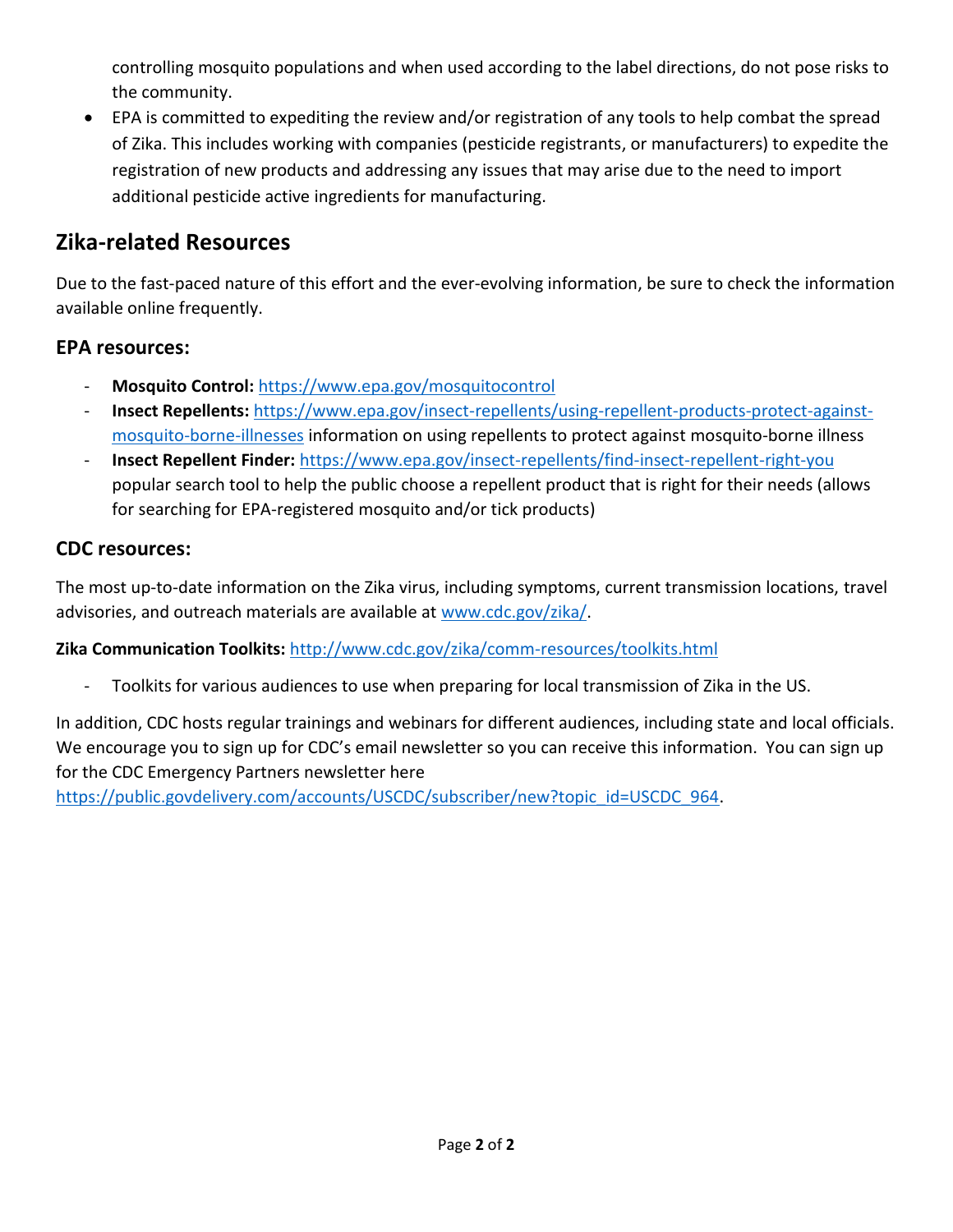controlling mosquito populations and when used according to the label directions, do not pose risks to the community.

- EPA is committed to expediting the review and/or registration of any tools to help combat the spread of Zika. This includes working with companies (pesticide registrants, or manufacturers) to expedite the registration of new products and addressing any issues that may arise due to the need to import additional pesticide active ingredients for manufacturing.

## Zika-related Resources

Due to the fast-paced nature of this effort and the ever-evolving information, be sure to check the information available online frequently.

### EPA resources:

- **Mosquito Control:** https://www.epa.gov/mosquitocontrol
- **Insect Repellents:** https://www.epa.gov/insect-repellents/using-repellent-products-protect-against-mosquito-borne-illnesses information on using repellents to protect against mosquito-borne illness
- **Insect Repellent Finder:** https://www.epa.gov/insect-repellents/find-insect-repellent-right-you popular search tool to help the public choose a repellent product that is right for their needs (allows for searching for EPA-registered mosquito and/or tick products)

### CDC resources:

The most up-to-date information on the Zika virus, including symptoms, current transmission locations, travel advisories, and outreach materials are available at www.cdc.gov/zika/.

**Zika Communication Toolkits:** http://www.cdc.gov/zika/comm-resources/toolkits.html

- Toolkits for various audiences to use when preparing for local transmission of Zika in the US.

In addition, CDC hosts regular trainings and webinars for different audiences, including state and local officials. We encourage you to sign up for CDC's email newsletter so you can receive this information. You can sign up for the CDC Emergency Partners newsletter here https://public.govdelivery.com/accounts/USCDC/subscriber/new?topic_id=USCDC_964.